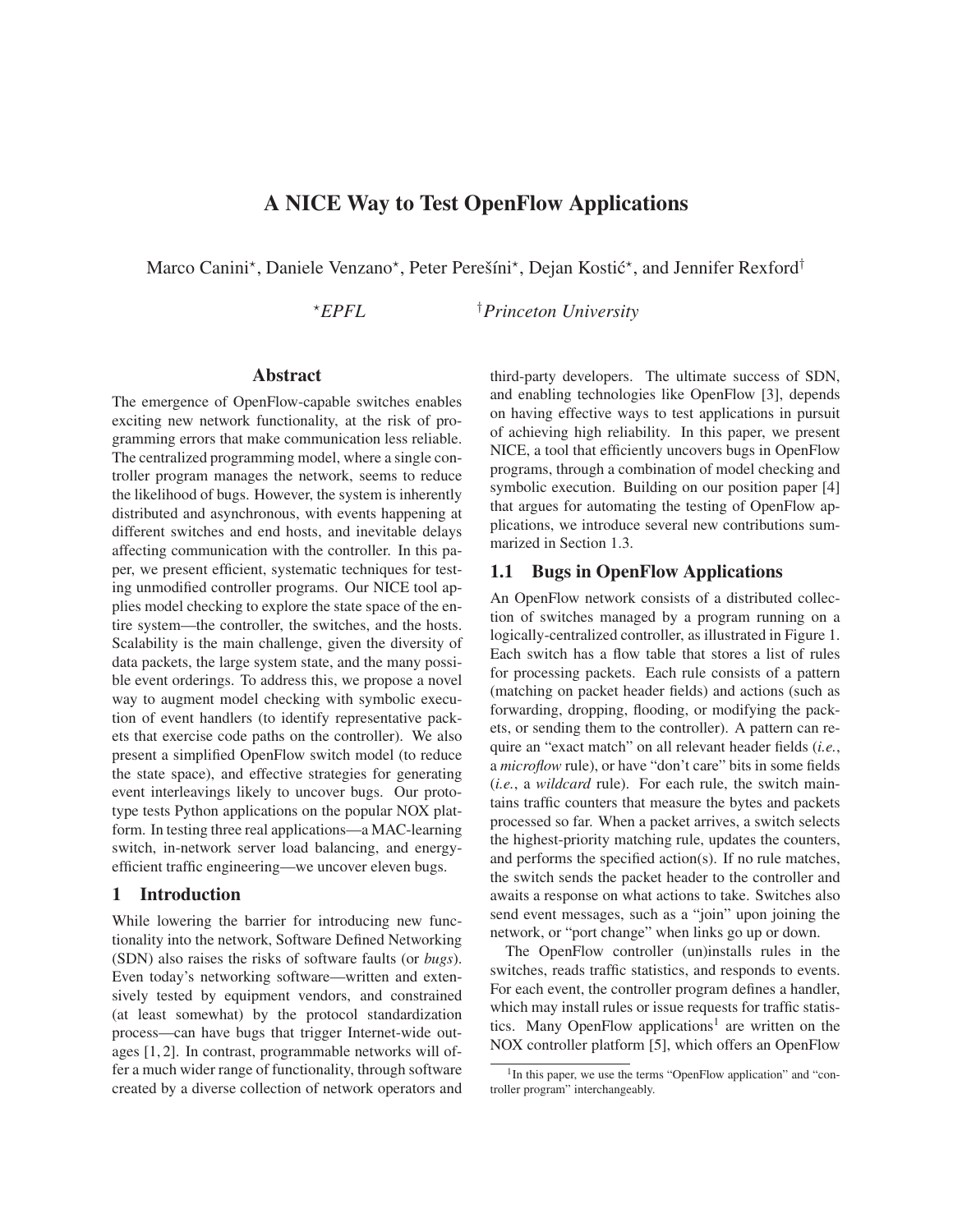# A NICE Way to Test OpenFlow Applications

Marco Canini[⋆], Daniele Venzano[⋆], Peter Perešíni[⋆], Dejan Kostić[⋆], and Jennifer Rexford[†]

[⋆]*EPFL* [†]*Princeton University*

## Abstract

The emergence of OpenFlow-capable switches enables exciting new network functionality, at the risk of programming errors that make communication less reliable. The centralized programming model, where a single controller program manages the network, seems to reduce the likelihood of bugs. However, the system is inherently distributed and asynchronous, with events happening at different switches and end hosts, and inevitable delays affecting communication with the controller. In this paper, we present efficient, systematic techniques for testing unmodified controller programs. Our NICE tool applies model checking to explore the state space of the entire system—the controller, the switches, and the hosts. Scalability is the main challenge, given the diversity of data packets, the large system state, and the many possible event orderings. To address this, we propose a novel way to augment model checking with symbolic execution of event handlers (to identify representative packets that exercise code paths on the controller). We also present a simplified OpenFlow switch model (to reduce the state space), and effective strategies for generating event interleavings likely to uncover bugs. Our prototype tests Python applications on the popular NOX platform. In testing three real applications—a MAC-learning switch, in-network server load balancing, and energy-efficient traffic engineering—we uncover eleven bugs.

## 1 Introduction

While lowering the barrier for introducing new functionality into the network, Software Defined Networking (SDN) also raises the risks of software faults (or *bugs*). Even today's networking software—written and extensively tested by equipment vendors, and constrained (at least somewhat) by the protocol standardization process—can have bugs that trigger Internet-wide outages [1, 2]. In contrast, programmable networks will offer a much wider range of functionality, through software created by a diverse collection of network operators and third-party developers. The ultimate success of SDN, and enabling technologies like OpenFlow [3], depends on having effective ways to test applications in pursuit of achieving high reliability. In this paper, we present NICE, a tool that efficiently uncovers bugs in OpenFlow programs, through a combination of model checking and symbolic execution. Building on our position paper [4] that argues for automating the testing of OpenFlow applications, we introduce several new contributions summarized in Section 1.3.

### 1.1 Bugs in OpenFlow Applications

An OpenFlow network consists of a distributed collection of switches managed by a program running on a logically-centralized controller, as illustrated in Figure 1. Each switch has a flow table that stores a list of rules for processing packets. Each rule consists of a pattern (matching on packet header fields) and actions (such as forwarding, dropping, flooding, or modifying the packets, or sending them to the controller). A pattern can require an "exact match" on all relevant header fields (*i.e.*, a *microflow* rule), or have "don't care" bits in some fields (*i.e.*, a *wildcard* rule). For each rule, the switch maintains traffic counters that measure the bytes and packets processed so far. When a packet arrives, a switch selects the highest-priority matching rule, updates the counters, and performs the specified action(s). If no rule matches, the switch sends the packet header to the controller and awaits a response on what actions to take. Switches also send event messages, such as a "join" upon joining the network, or "port change" when links go up or down.

The OpenFlow controller (un)installs rules in the switches, reads traffic statistics, and responds to events. For each event, the controller program defines a handler, which may install rules or issue requests for traffic statistics. Many OpenFlow applications[1] are written on the NOX controller platform [5], which offers an OpenFlow

[1] In this paper, we use the terms "OpenFlow application" and "controller program" interchangeably.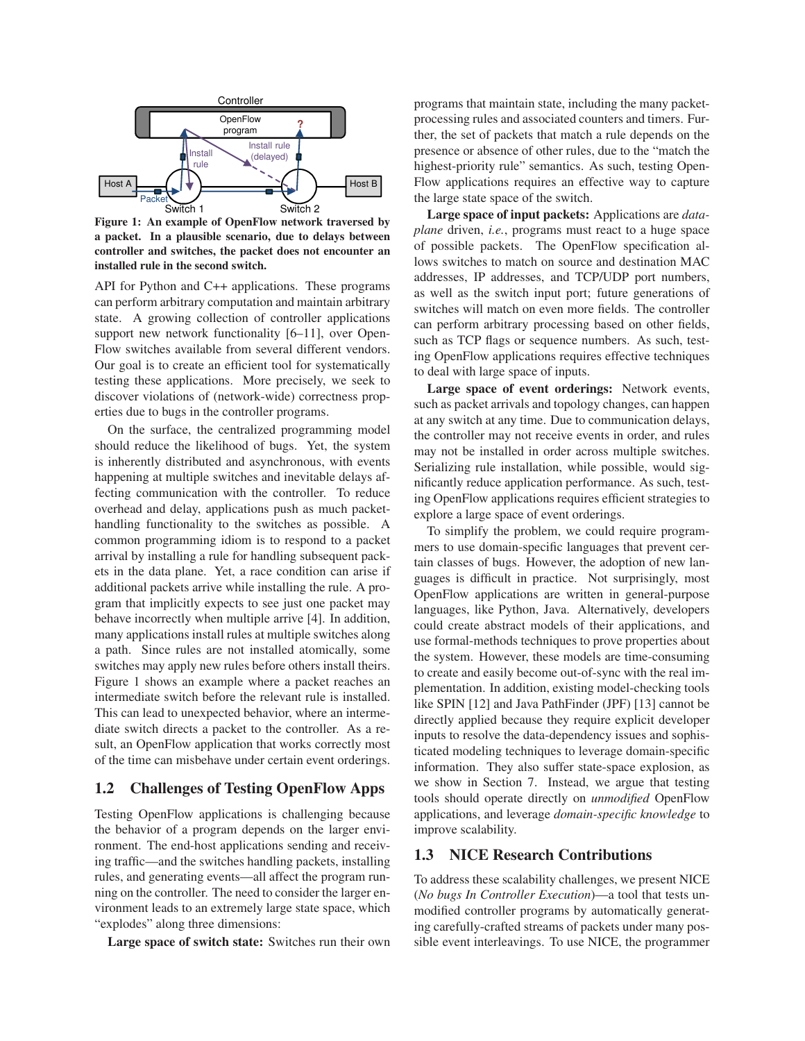Figure 1: An example of OpenFlow network traversed by a packet. In a plausible scenario, due to delays between controller and switches, the packet does not encounter an installed rule in the second switch.

API for Python and C++ applications. These programs can perform arbitrary computation and maintain arbitrary state. A growing collection of controller applications support new network functionality [6–11], over OpenFlow switches available from several different vendors. Our goal is to create an efficient tool for systematically testing these applications. More precisely, we seek to discover violations of (network-wide) correctness properties due to bugs in the controller programs.

On the surface, the centralized programming model should reduce the likelihood of bugs. Yet, the system is inherently distributed and asynchronous, with events happening at multiple switches and inevitable delays affecting communication with the controller. To reduce overhead and delay, applications push as much packet-handling functionality to the switches as possible. A common programming idiom is to respond to a packet arrival by installing a rule for handling subsequent packets in the data plane. Yet, a race condition can arise if additional packets arrive while installing the rule. A program that implicitly expects to see just one packet may behave incorrectly when multiple arrive [4]. In addition, many applications install rules at multiple switches along a path. Since rules are not installed atomically, some switches may apply new rules before others install theirs. Figure 1 shows an example where a packet reaches an intermediate switch before the relevant rule is installed. This can lead to unexpected behavior, where an intermediate switch directs a packet to the controller. As a result, an OpenFlow application that works correctly most of the time can misbehave under certain event orderings.

## 1.2 Challenges of Testing OpenFlow Apps

Testing OpenFlow applications is challenging because the behavior of a program depends on the larger environment. The end-host applications sending and receiving traffic—and the switches handling packets, installing rules, and generating events—all affect the program running on the controller. The need to consider the larger environment leads to an extremely large state space, which "explodes" along three dimensions:

**Large space of switch state:** Switches run their own programs that maintain state, including the many packet-processing rules and associated counters and timers. Further, the set of packets that match a rule depends on the presence or absence of other rules, due to the "match the highest-priority rule" semantics. As such, testing OpenFlow applications requires an effective way to capture the large state space of the switch.

**Large space of input packets:** Applications are *data-plane* driven, *i.e.*, programs must react to a huge space of possible packets. The OpenFlow specification allows switches to match on source and destination MAC addresses, IP addresses, and TCP/UDP port numbers, as well as the switch input port; future generations of switches will match on even more fields. The controller can perform arbitrary processing based on other fields, such as TCP flags or sequence numbers. As such, testing OpenFlow applications requires effective techniques to deal with large space of inputs.

**Large space of event orderings:** Network events, such as packet arrivals and topology changes, can happen at any switch at any time. Due to communication delays, the controller may not receive events in order, and rules may not be installed in order across multiple switches. Serializing rule installation, while possible, would significantly reduce application performance. As such, testing OpenFlow applications requires efficient strategies to explore a large space of event orderings.

To simplify the problem, we could require programmers to use domain-specific languages that prevent certain classes of bugs. However, the adoption of new languages is difficult in practice. Not surprisingly, most OpenFlow applications are written in general-purpose languages, like Python, Java. Alternatively, developers could create abstract models of their applications, and use formal-methods techniques to prove properties about the system. However, these models are time-consuming to create and easily become out-of-sync with the real implementation. In addition, existing model-checking tools like SPIN [12] and Java PathFinder (JPF) [13] cannot be directly applied because they require explicit developer inputs to resolve the data-dependency issues and sophisticated modeling techniques to leverage domain-specific information. They also suffer state-space explosion, as we show in Section 7. Instead, we argue that testing tools should operate directly on *unmodified* OpenFlow applications, and leverage *domain-specific knowledge* to improve scalability.

## 1.3 NICE Research Contributions

To address these scalability challenges, we present NICE (*No bugs In Controller Execution*)—a tool that tests unmodified controller programs by automatically generating carefully-crafted streams of packets under many possible event interleavings. To use NICE, the programmer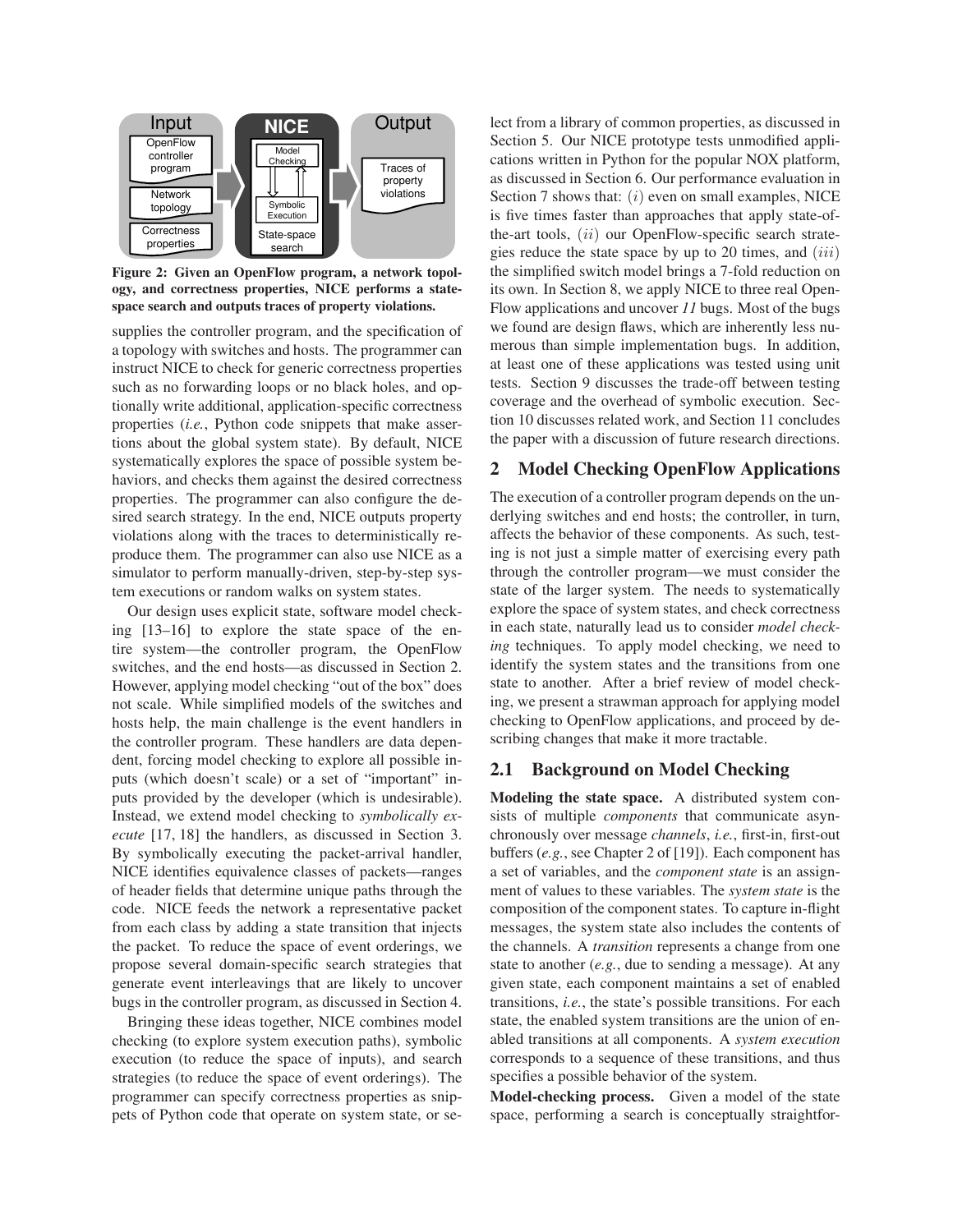Input

OpenFlow controller program

Network topology

Correctness properties

NICE

Model Checking

Symbolic Execution

State-space search

Output

Traces of property violations

**Figure 2: Given an OpenFlow program, a network topology, and correctness properties, NICE performs a state-space search and outputs traces of property violations.**

supplies the controller program, and the specification of a topology with switches and hosts. The programmer can instruct NICE to check for generic correctness properties such as no forwarding loops or no black holes, and optionally write additional, application-specific correctness properties (*i.e.*, Python code snippets that make assertions about the global system state). By default, NICE systematically explores the space of possible system behaviors, and checks them against the desired correctness properties. The programmer can also configure the desired search strategy. In the end, NICE outputs property violations along with the traces to deterministically reproduce them. The programmer can also use NICE as a simulator to perform manually-driven, step-by-step system executions or random walks on system states.

Our design uses explicit state, software model checking [13–16] to explore the state space of the entire system—the controller program, the OpenFlow switches, and the end hosts—as discussed in Section 2. However, applying model checking "out of the box" does not scale. While simplified models of the switches and hosts help, the main challenge is the event handlers in the controller program. These handlers are data dependent, forcing model checking to explore all possible inputs (which doesn't scale) or a set of "important" inputs provided by the developer (which is undesirable). Instead, we extend model checking to *symbolically execute* [17, 18] the handlers, as discussed in Section 3. By symbolically executing the packet-arrival handler, NICE identifies equivalence classes of packets—ranges of header fields that determine unique paths through the code. NICE feeds the network a representative packet from each class by adding a state transition that injects the packet. To reduce the space of event orderings, we propose several domain-specific search strategies that generate event interleavings that are likely to uncover bugs in the controller program, as discussed in Section 4.

Bringing these ideas together, NICE combines model checking (to explore system execution paths), symbolic execution (to reduce the space of inputs), and search strategies (to reduce the space of event orderings). The programmer can specify correctness properties as snippets of Python code that operate on system state, or select from a library of common properties, as discussed in Section 5. Our NICE prototype tests unmodified applications written in Python for the popular NOX platform, as discussed in Section 6. Our performance evaluation in Section 7 shows that: $(i)$ even on small examples, NICE is five times faster than approaches that apply state-of-the-art tools, $(ii)$ our OpenFlow-specific search strategies reduce the state space by up to 20 times, and $(iii)$ the simplified switch model brings a 7-fold reduction on its own. In Section 8, we apply NICE to three real OpenFlow applications and uncover *11* bugs. Most of the bugs we found are design flaws, which are inherently less numerous than simple implementation bugs. In addition, at least one of these applications was tested using unit tests. Section 9 discusses the trade-off between testing coverage and the overhead of symbolic execution. Section 10 discusses related work, and Section 11 concludes the paper with a discussion of future research directions.

## 2 Model Checking OpenFlow Applications

The execution of a controller program depends on the underlying switches and end hosts; the controller, in turn, affects the behavior of these components. As such, testing is not just a simple matter of exercising every path through the controller program—we must consider the state of the larger system. The needs to systematically explore the space of system states, and check correctness in each state, naturally lead us to consider *model checking* techniques. To apply model checking, we need to identify the system states and the transitions from one state to another. After a brief review of model checking, we present a strawman approach for applying model checking to OpenFlow applications, and proceed by describing changes that make it more tractable.

### 2.1 Background on Model Checking

**Modeling the state space.** A distributed system consists of multiple *components* that communicate asynchronously over message *channels*, *i.e.*, first-in, first-out buffers (*e.g.*, see Chapter 2 of [19]). Each component has a set of variables, and the *component state* is an assignment of values to these variables. The *system state* is the composition of the component states. To capture in-flight messages, the system state also includes the contents of the channels. A *transition* represents a change from one state to another (*e.g.*, due to sending a message). At any given state, each component maintains a set of enabled transitions, *i.e.*, the state's possible transitions. For each state, the enabled system transitions are the union of enabled transitions at all components. A *system execution* corresponds to a sequence of these transitions, and thus specifies a possible behavior of the system.

**Model-checking process.** Given a model of the state space, performing a search is conceptually straightfor-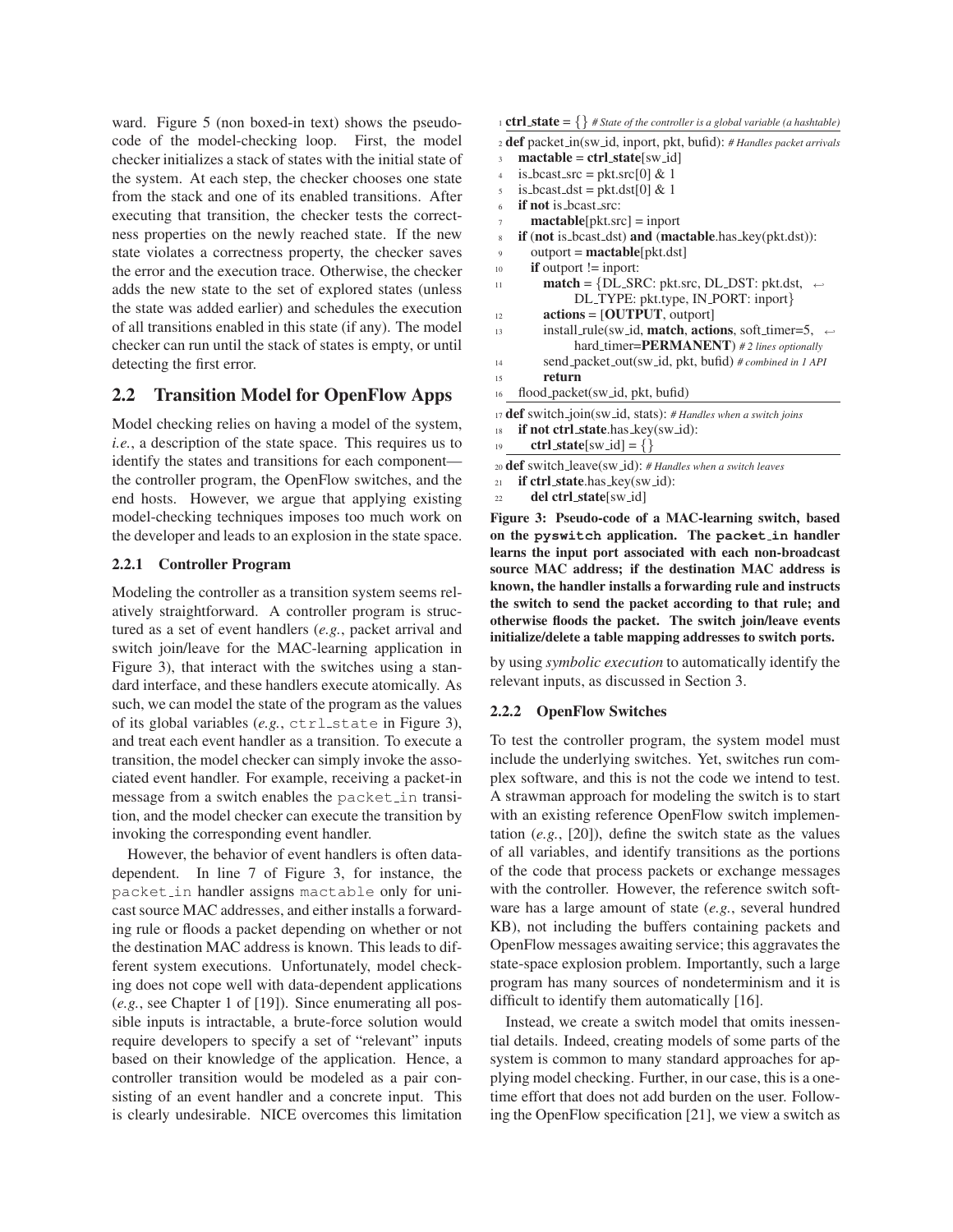ward. Figure 5 (non boxed-in text) shows the pseudo-code of the model-checking loop. First, the model checker initializes a stack of states with the initial state of the system. At each step, the checker chooses one state from the stack and one of its enabled transitions. After executing that transition, the checker tests the correctness properties on the newly reached state. If the new state violates a correctness property, the checker saves the error and the execution trace. Otherwise, the checker adds the new state to the set of explored states (unless the state was added earlier) and schedules the execution of all transitions enabled in this state (if any). The model checker can run until the stack of states is empty, or until detecting the first error.

## 2.2 Transition Model for OpenFlow Apps

Model checking relies on having a model of the system, *i.e.*, a description of the state space. This requires us to identify the states and transitions for each component—the controller program, the OpenFlow switches, and the end hosts. However, we argue that applying existing model-checking techniques imposes too much work on the developer and leads to an explosion in the state space.

### 2.2.1 Controller Program

Modeling the controller as a transition system seems relatively straightforward. A controller program is structured as a set of event handlers (*e.g.*, packet arrival and switch join/leave for the MAC-learning application in Figure 3), that interact with the switches using a standard interface, and these handlers execute atomically. As such, we can model the state of the program as the values of its global variables (*e.g.*, `ctrl_state` in Figure 3), and treat each event handler as a transition. To execute a transition, the model checker can simply invoke the associated event handler. For example, receiving a packet-in message from a switch enables the `packet_in` transition, and the model checker can execute the transition by invoking the corresponding event handler.

However, the behavior of event handlers is often data-dependent. In line 7 of Figure 3, for instance, the `packet_in` handler assigns `mactable` only for unicast source MAC addresses, and either installs a forwarding rule or floods a packet depending on whether or not the destination MAC address is known. This leads to different system executions. Unfortunately, model checking does not cope well with data-dependent applications (*e.g.*, see Chapter 1 of [19]). Since enumerating all possible inputs is intractable, a brute-force solution would require developers to specify a set of "relevant" inputs based on their knowledge of the application. Hence, a controller transition would be modeled as a pair consisting of an event handler and a concrete input. This is clearly undesirable. NICE overcomes this limitation by using *symbolic execution* to automatically identify the relevant inputs, as discussed in Section 3.

```
1  ctrl_state = {} # State of the controller is a global variable (a hashtable)
2  def packet_in(sw_id, inport, pkt, bufid): # Handles packet arrivals
3    mactable = ctrl_state[sw_id]
4    is_bcast_src = pkt.src[0] & 1
5    is_bcast_dst = pkt.dst[0] & 1
6    if not is_bcast_src:
7      mactable[pkt.src] = inport
8    if (not is_bcast_dst) and (mactable.has_key(pkt.dst)):
9      outport = mactable[pkt.dst]
10     if outport != inport:
11       match = {DL_SRC: pkt.src, DL_DST: pkt.dst,
              DL_TYPE: pkt.type, IN_PORT: inport}
12       actions = [OUTPUT, outport]
13       install_rule(sw_id, match, actions, soft_timer=5,
              hard_timer=PERMANENT) # 2 lines optionally
14       send_packet_out(sw_id, pkt, bufid) # combined in 1 API
15       return
16   flood_packet(sw_id, pkt, bufid)
17 def switch_join(sw_id, stats): # Handles when a switch joins
18   if not ctrl_state.has_key(sw_id):
19     ctrl_state[sw_id] = {}
20 def switch_leave(sw_id): # Handles when a switch leaves
21   if ctrl_state.has_key(sw_id):
22     del ctrl_state[sw_id]
```

**Figure 3: Pseudo-code of a MAC-learning switch, based on the `pyswitch` application. The `packet_in` handler learns the input port associated with each non-broadcast source MAC address; if the destination MAC address is known, the handler installs a forwarding rule and instructs the switch to send the packet according to that rule; and otherwise floods the packet. The switch join/leave events initialize/delete a table mapping addresses to switch ports.**

### 2.2.2 OpenFlow Switches

To test the controller program, the system model must include the underlying switches. Yet, switches run complex software, and this is not the code we intend to test. A strawman approach for modeling the switch is to start with an existing reference OpenFlow switch implementation (*e.g.*, [20]), define the switch state as the values of all variables, and identify transitions as the portions of the code that process packets or exchange messages with the controller. However, the reference switch software has a large amount of state (*e.g.*, several hundred KB), not including the buffers containing packets and OpenFlow messages awaiting service; this aggravates the state-space explosion problem. Importantly, such a large program has many sources of nondeterminism and it is difficult to identify them automatically [16].

Instead, we create a switch model that omits inessential details. Indeed, creating models of some parts of the system is common to many standard approaches for applying model checking. Further, in our case, this is a one-time effort that does not add burden on the user. Following the OpenFlow specification [21], we view a switch as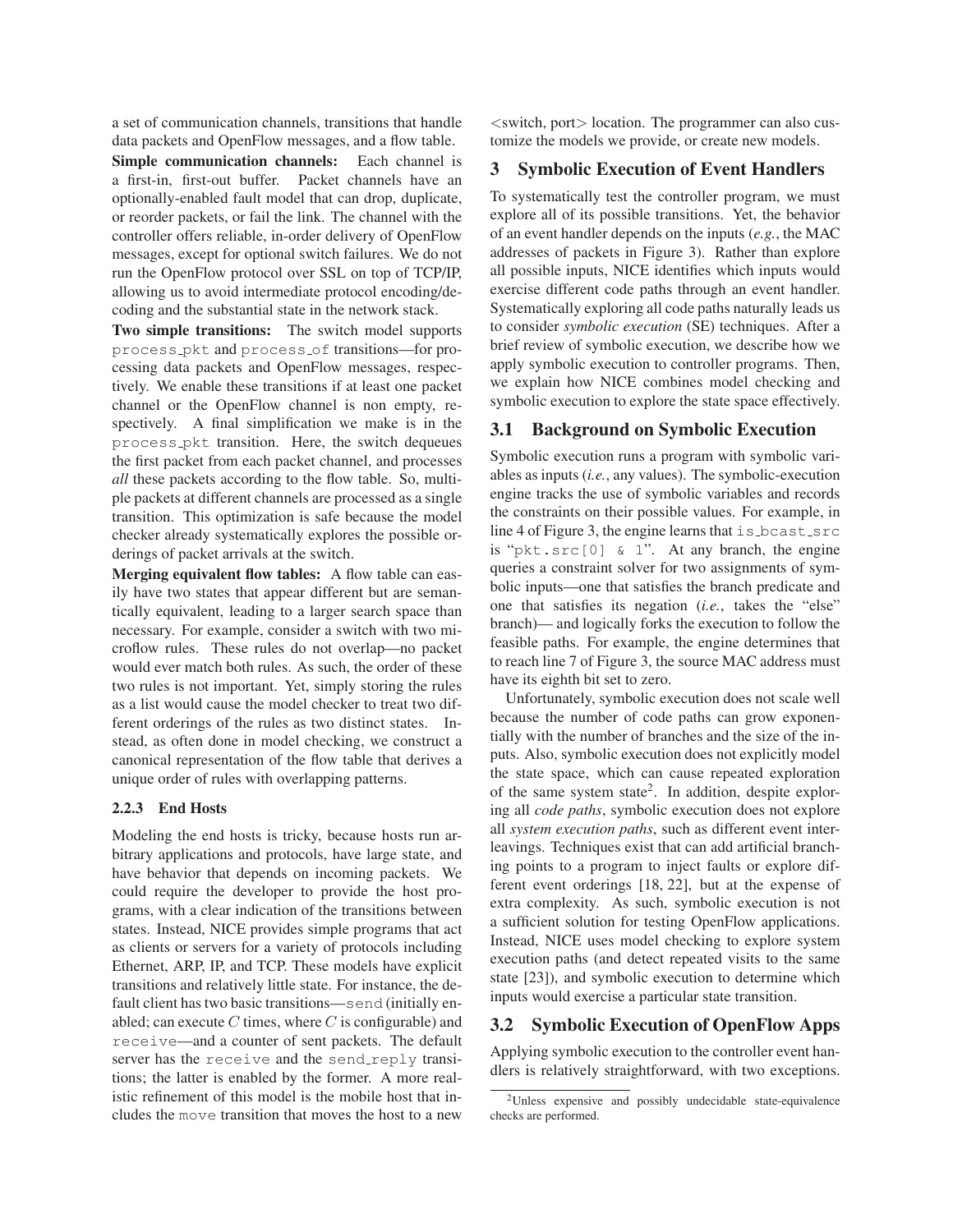a set of communication channels, transitions that handle data packets and OpenFlow messages, and a flow table.

**Simple communication channels:** Each channel is a first-in, first-out buffer. Packet channels have an optionally-enabled fault model that can drop, duplicate, or reorder packets, or fail the link. The channel with the controller offers reliable, in-order delivery of OpenFlow messages, except for optional switch failures. We do not run the OpenFlow protocol over SSL on top of TCP/IP, allowing us to avoid intermediate protocol encoding/decoding and the substantial state in the network stack.

**Two simple transitions:** The switch model supports `process_pkt` and `process_of` transitions—for processing data packets and OpenFlow messages, respectively. We enable these transitions if at least one packet channel or the OpenFlow channel is non empty, respectively. A final simplification we make is in the `process_pkt` transition. Here, the switch dequeues the first packet from each packet channel, and processes *all* these packets according to the flow table. So, multiple packets at different channels are processed as a single transition. This optimization is safe because the model checker already systematically explores the possible orderings of packet arrivals at the switch.

**Merging equivalent flow tables:** A flow table can easily have two states that appear different but are semantically equivalent, leading to a larger search space than necessary. For example, consider a switch with two microflow rules. These rules do not overlap—no packet would ever match both rules. As such, the order of these two rules is not important. Yet, simply storing the rules as a list would cause the model checker to treat two different orderings of the rules as two distinct states. Instead, as often done in model checking, we construct a canonical representation of the flow table that derives a unique order of rules with overlapping patterns.

#### 2.2.3 End Hosts

Modeling the end hosts is tricky, because hosts run arbitrary applications and protocols, have large state, and have behavior that depends on incoming packets. We could require the developer to provide the host programs, with a clear indication of the transitions between states. Instead, NICE provides simple programs that act as clients or servers for a variety of protocols including Ethernet, ARP, IP, and TCP. These models have explicit transitions and relatively little state. For instance, the default client has two basic transitions—`send` (initially enabled; can execute $C$ times, where $C$ is configurable) and `receive`—and a counter of sent packets. The default server has the `receive` and the `send_reply` transitions; the latter is enabled by the former. A more realistic refinement of this model is the mobile host that includes the `move` transition that moves the host to a new <switch, port> location. The programmer can also customize the models we provide, or create new models.

## 3 Symbolic Execution of Event Handlers

To systematically test the controller program, we must explore all of its possible transitions. Yet, the behavior of an event handler depends on the inputs (*e.g.*, the MAC addresses of packets in Figure 3). Rather than explore all possible inputs, NICE identifies which inputs would exercise different code paths through an event handler. Systematically exploring all code paths naturally leads us to consider *symbolic execution* (SE) techniques. After a brief review of symbolic execution, we describe how we apply symbolic execution to controller programs. Then, we explain how NICE combines model checking and symbolic execution to explore the state space effectively.

### 3.1 Background on Symbolic Execution

Symbolic execution runs a program with symbolic variables as inputs (*i.e.*, any values). The symbolic-execution engine tracks the use of symbolic variables and records the constraints on their possible values. For example, in line 4 of Figure 3, the engine learns that `is_bcast_src` is "`pkt.src[0] & 1`". At any branch, the engine queries a constraint solver for two assignments of symbolic inputs—one that satisfies the branch predicate and one that satisfies its negation (*i.e.*, takes the "else" branch)— and logically forks the execution to follow the feasible paths. For example, the engine determines that to reach line 7 of Figure 3, the source MAC address must have its eighth bit set to zero.

Unfortunately, symbolic execution does not scale well because the number of code paths can grow exponentially with the number of branches and the size of the inputs. Also, symbolic execution does not explicitly model the state space, which can cause repeated exploration of the same system state[2]. In addition, despite exploring all *code paths*, symbolic execution does not explore all *system execution paths*, such as different event interleavings. Techniques exist that can add artificial branching points to a program to inject faults or explore different event orderings [18, 22], but at the expense of extra complexity. As such, symbolic execution is not a sufficient solution for testing OpenFlow applications. Instead, NICE uses model checking to explore system execution paths (and detect repeated visits to the same state [23]), and symbolic execution to determine which inputs would exercise a particular state transition.

### 3.2 Symbolic Execution of OpenFlow Apps

Applying symbolic execution to the controller event handlers is relatively straightforward, with two exceptions.

[2] Unless expensive and possibly undecidable state-equivalence checks are performed.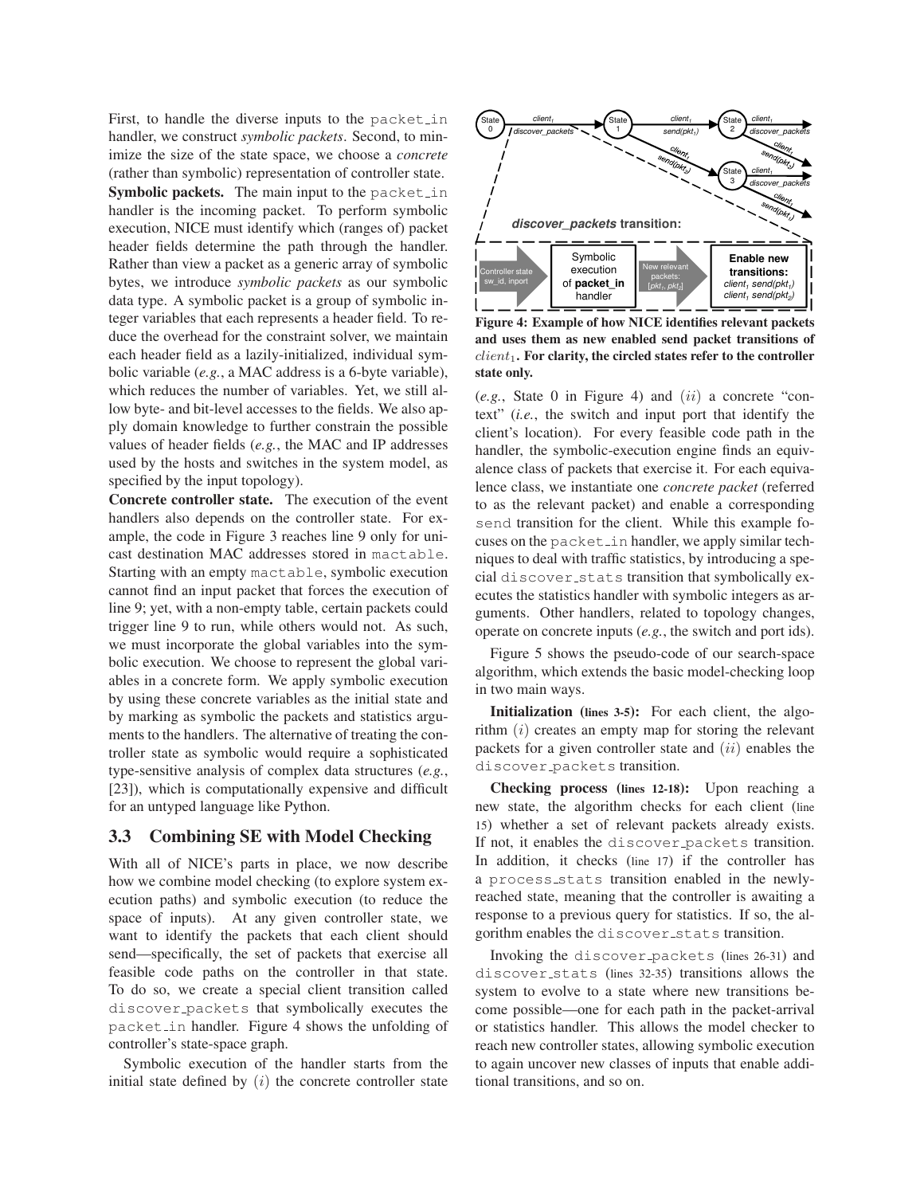First, to handle the diverse inputs to the packet_in handler, we construct *symbolic packets*. Second, to minimize the size of the state space, we choose a *concrete* (rather than symbolic) representation of controller state.

**Symbolic packets.** The main input to the packet_in handler is the incoming packet. To perform symbolic execution, NICE must identify which (ranges of) packet header fields determine the path through the handler. Rather than view a packet as a generic array of symbolic bytes, we introduce *symbolic packets* as our symbolic data type. A symbolic packet is a group of symbolic integer variables that each represents a header field. To reduce the overhead for the constraint solver, we maintain each header field as a lazily-initialized, individual symbolic variable (*e.g.*, a MAC address is a 6-byte variable), which reduces the number of variables. Yet, we still allow byte- and bit-level accesses to the fields. We also apply domain knowledge to further constrain the possible values of header fields (*e.g.*, the MAC and IP addresses used by the hosts and switches in the system model, as specified by the input topology).

**Concrete controller state.** The execution of the event handlers also depends on the controller state. For example, the code in Figure 3 reaches line 9 only for unicast destination MAC addresses stored in mactable. Starting with an empty mactable, symbolic execution cannot find an input packet that forces the execution of line 9; yet, with a non-empty table, certain packets could trigger line 9 to run, while others would not. As such, we must incorporate the global variables into the symbolic execution. We choose to represent the global variables in a concrete form. We apply symbolic execution by using these concrete variables as the initial state and by marking as symbolic the packets and statistics arguments to the handlers. The alternative of treating the controller state as symbolic would require a sophisticated type-sensitive analysis of complex data structures (*e.g.*, [23]), which is computationally expensive and difficult for an untyped language like Python.

## 3.3 Combining SE with Model Checking

With all of NICE's parts in place, we now describe how we combine model checking (to explore system execution paths) and symbolic execution (to reduce the space of inputs). At any given controller state, we want to identify the packets that each client should send—specifically, the set of packets that exercise all feasible code paths on the controller in that state. To do so, we create a special client transition called discover_packets that symbolically executes the packet_in handler. Figure 4 shows the unfolding of controller's state-space graph.

Symbolic execution of the handler starts from the initial state defined by $(i)$ the concrete controller state (*e.g.*, State 0 in Figure 4) and $(ii)$ a concrete "context" (*i.e.*, the switch and input port that identify the client's location). For every feasible code path in the handler, the symbolic-execution engine finds an equivalence class of packets that exercise it. For each equivalence class, we instantiate one *concrete packet* (referred to as the relevant packet) and enable a corresponding send transition for the client. While this example focuses on the packet_in handler, we apply similar techniques to deal with traffic statistics, by introducing a special discover_stats transition that symbolically executes the statistics handler with symbolic integers as arguments. Other handlers, related to topology changes, operate on concrete inputs (*e.g.*, the switch and port ids).

**Figure 4: Example of how NICE identifies relevant packets and uses them as new enabled send packet transitions of $client_1$. For clarity, the circled states refer to the controller state only.**

Figure 5 shows the pseudo-code of our search-space algorithm, which extends the basic model-checking loop in two main ways.

**Initialization (lines 3-5):** For each client, the algorithm $(i)$ creates an empty map for storing the relevant packets for a given controller state and $(ii)$ enables the discover_packets transition.

**Checking process (lines 12-18):** Upon reaching a new state, the algorithm checks for each client (line 15) whether a set of relevant packets already exists. If not, it enables the discover_packets transition. In addition, it checks (line 17) if the controller has a process_stats transition enabled in the newly-reached state, meaning that the controller is awaiting a response to a previous query for statistics. If so, the algorithm enables the discover_stats transition.

Invoking the discover_packets (lines 26-31) and discover_stats (lines 32-35) transitions allows the system to evolve to a state where new transitions become possible—one for each path in the packet-arrival or statistics handler. This allows the model checker to reach new controller states, allowing symbolic execution to again uncover new classes of inputs that enable additional transitions, and so on.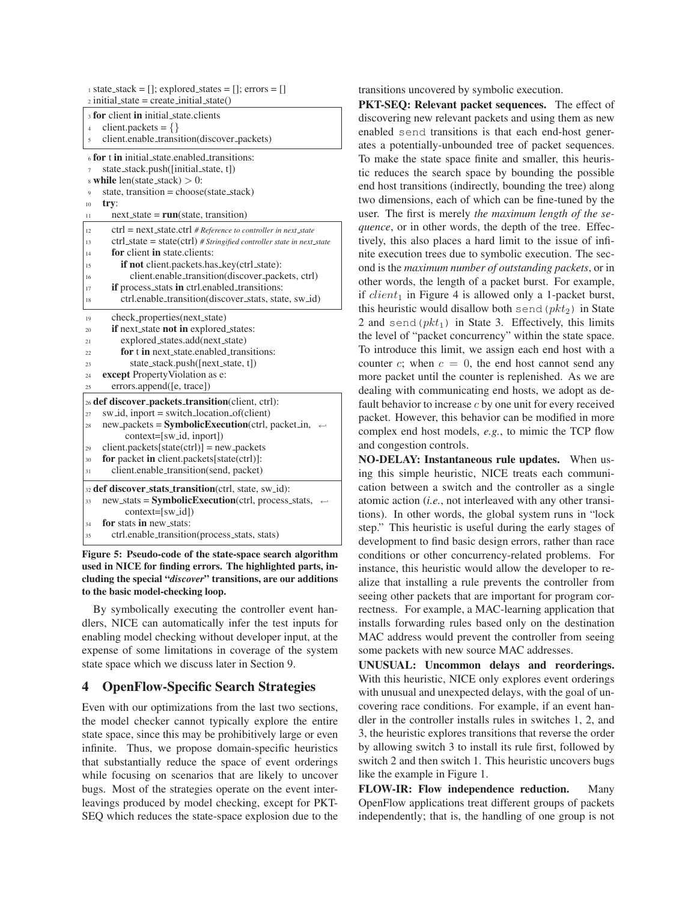```
1  state_stack = []; explored_states = []; errors = []
2  initial_state = create_initial_state()
3  for client in initial_state.clients
4    client.packets = {}
5    client.enable_transition(discover_packets)
6  for t in initial_state.enabled_transitions:
7    state_stack.push([initial_state, t])
8  while len(state_stack) > 0:
9    state, transition = choose(state_stack)
10   try:
11     next_state = run(state, transition)
12     ctrl = next_state.ctrl # Reference to controller in next_state
13     ctrl_state = state(ctrl) # Stringified controller state in next_state
14     for client in state.clients:
15       if not client.packets.has_key(ctrl_state):
16         client.enable_transition(discover_packets, ctrl)
17     if process_stats in ctrl.enabled_transitions:
18       ctrl.enable_transition(discover_stats, state, sw_id)
19     check_properties(next_state)
20     if next_state not in explored_states:
21       explored_states.add(next_state)
22       for t in next_state.enabled_transitions:
23         state_stack.push([next_state, t])
24   except PropertyViolation as e:
25     errors.append([e, trace])
26 def discover_packets_transition(client, ctrl):
27   sw_id, inport = switch_location_of(client)
28   new_packets = SymbolicExecution(ctrl, packet_in,
         context=[sw_id, inport])
29   client.packets[state(ctrl)] = new_packets
30   for packet in client.packets[state(ctrl)]:
31     client.enable_transition(send, packet)
32 def discover_stats_transition(ctrl, state, sw_id):
33   new_stats = SymbolicExecution(ctrl, process_stats,
         context=[sw_id])
34   for stats in new_stats:
35     ctrl.enable_transition(process_stats, stats)
```

**Figure 5: Pseudo-code of the state-space search algorithm used in NICE for finding errors. The highlighted parts, including the special "*discover*" transitions, are our additions to the basic model-checking loop.**

By symbolically executing the controller event handlers, NICE can automatically infer the test inputs for enabling model checking without developer input, at the expense of some limitations in coverage of the system state space which we discuss later in Section 9.

## 4 OpenFlow-Specific Search Strategies

Even with our optimizations from the last two sections, the model checker cannot typically explore the entire state space, since this may be prohibitively large or even infinite. Thus, we propose domain-specific heuristics that substantially reduce the space of event orderings while focusing on scenarios that are likely to uncover bugs. Most of the strategies operate on the event interleavings produced by model checking, except for PKT-SEQ which reduces the state-space explosion due to the transitions uncovered by symbolic execution.

**PKT-SEQ: Relevant packet sequences.** The effect of discovering new relevant packets and using them as new enabled `send` transitions is that each end-host generates a potentially-unbounded tree of packet sequences. To make the state space finite and smaller, this heuristic reduces the search space by bounding the possible end host transitions (indirectly, bounding the tree) along two dimensions, each of which can be fine-tuned by the user. The first is merely *the maximum length of the sequence*, or in other words, the depth of the tree. Effectively, this also places a hard limit to the issue of infinite execution trees due to symbolic execution. The second is the *maximum number of outstanding packets*, or in other words, the length of a packet burst. For example, if $client_1$ in Figure 4 is allowed only a 1-packet burst, this heuristic would disallow both `send`$(pkt_2)$ in State 2 and `send`$(pkt_1)$ in State 3. Effectively, this limits the level of "packet concurrency" within the state space. To introduce this limit, we assign each end host with a counter $c$; when $c = 0$, the end host cannot send any more packet until the counter is replenished. As we are dealing with communicating end hosts, we adopt as default behavior to increase $c$ by one unit for every received packet. However, this behavior can be modified in more complex end host models, *e.g.*, to mimic the TCP flow and congestion controls.

**NO-DELAY: Instantaneous rule updates.** When using this simple heuristic, NICE treats each communication between a switch and the controller as a single atomic action (*i.e.*, not interleaved with any other transitions). In other words, the global system runs in "lock step." This heuristic is useful during the early stages of development to find basic design errors, rather than race conditions or other concurrency-related problems. For instance, this heuristic would allow the developer to realize that installing a rule prevents the controller from seeing other packets that are important for program correctness. For example, a MAC-learning application that installs forwarding rules based only on the destination MAC address would prevent the controller from seeing some packets with new source MAC addresses.

**UNUSUAL: Uncommon delays and reorderings.** With this heuristic, NICE only explores event orderings with unusual and unexpected delays, with the goal of uncovering race conditions. For example, if an event handler in the controller installs rules in switches 1, 2, and 3, the heuristic explores transitions that reverse the order by allowing switch 3 to install its rule first, followed by switch 2 and then switch 1. This heuristic uncovers bugs like the example in Figure 1.

**FLOW-IR: Flow independence reduction.** Many OpenFlow applications treat different groups of packets independently; that is, the handling of one group is not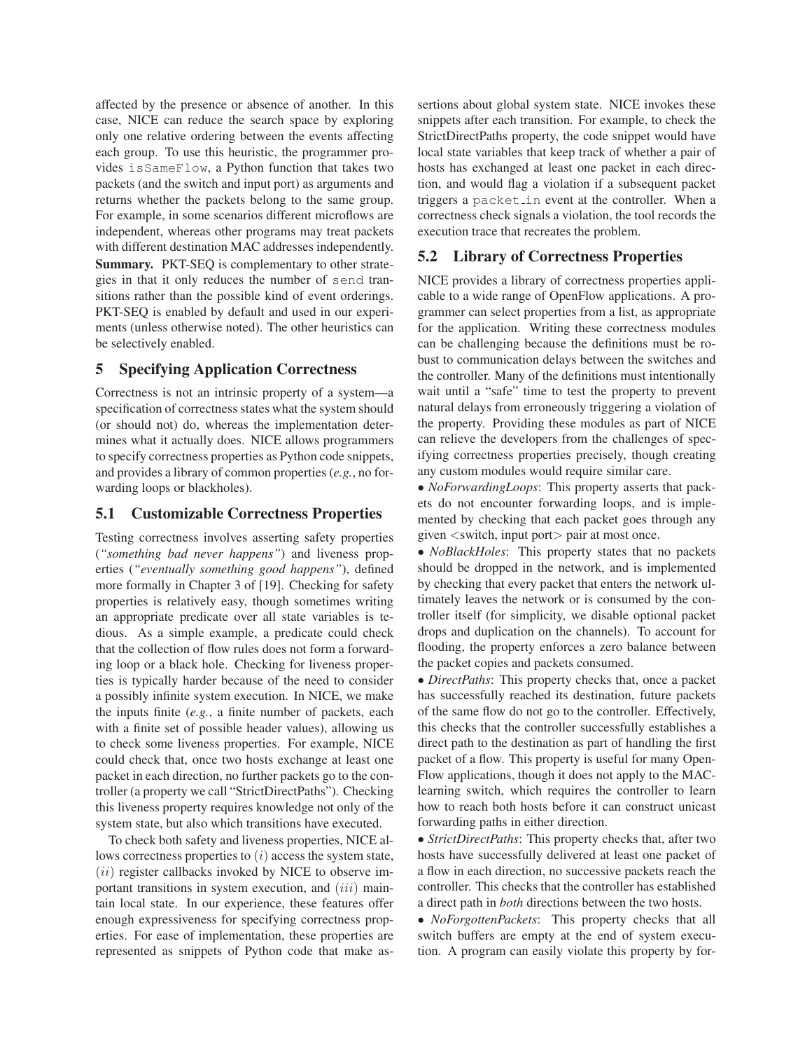affected by the presence or absence of another. In this case, NICE can reduce the search space by exploring only one relative ordering between the events affecting each group. To use this heuristic, the programmer provides `isSameFlow`, a Python function that takes two packets (and the switch and input port) as arguments and returns whether the packets belong to the same group. For example, in some scenarios different microflows are independent, whereas other programs may treat packets with different destination MAC addresses independently.

**Summary.** PKT-SEQ is complementary to other strategies in that it only reduces the number of `send` transitions rather than the possible kind of event orderings. PKT-SEQ is enabled by default and used in our experiments (unless otherwise noted). The other heuristics can be selectively enabled.

## 5 Specifying Application Correctness

Correctness is not an intrinsic property of a system—a specification of correctness states what the system should (or should not) do, whereas the implementation determines what it actually does. NICE allows programmers to specify correctness properties as Python code snippets, and provides a library of common properties (*e.g.*, no forwarding loops or blackholes).

### 5.1 Customizable Correctness Properties

Testing correctness involves asserting safety properties (*"something bad never happens"*) and liveness properties (*"eventually something good happens"*), defined more formally in Chapter 3 of [19]. Checking for safety properties is relatively easy, though sometimes writing an appropriate predicate over all state variables is tedious. As a simple example, a predicate could check that the collection of flow rules does not form a forwarding loop or a black hole. Checking for liveness properties is typically harder because of the need to consider a possibly infinite system execution. In NICE, we make the inputs finite (*e.g.*, a finite number of packets, each with a finite set of possible header values), allowing us to check some liveness properties. For example, NICE could check that, once two hosts exchange at least one packet in each direction, no further packets go to the controller (a property we call "StrictDirectPaths"). Checking this liveness property requires knowledge not only of the system state, but also which transitions have executed.

To check both safety and liveness properties, NICE allows correctness properties to $(i)$ access the system state, $(ii)$ register callbacks invoked by NICE to observe important transitions in system execution, and $(iii)$ maintain local state. In our experience, these features offer enough expressiveness for specifying correctness properties. For ease of implementation, these properties are represented as snippets of Python code that make assertions about global system state. NICE invokes these snippets after each transition. For example, to check the StrictDirectPaths property, the code snippet would have local state variables that keep track of whether a pair of hosts has exchanged at least one packet in each direction, and would flag a violation if a subsequent packet triggers a `packet_in` event at the controller. When a correctness check signals a violation, the tool records the execution trace that recreates the problem.

### 5.2 Library of Correctness Properties

NICE provides a library of correctness properties applicable to a wide range of OpenFlow applications. A programmer can select properties from a list, as appropriate for the application. Writing these correctness modules can be challenging because the definitions must be robust to communication delays between the switches and the controller. Many of the definitions must intentionally wait until a "safe" time to test the property to prevent natural delays from erroneously triggering a violation of the property. Providing these modules as part of NICE can relieve the developers from the challenges of specifying correctness properties precisely, though creating any custom modules would require similar care.

- *NoForwardingLoops*: This property asserts that packets do not encounter forwarding loops, and is implemented by checking that each packet goes through any given <switch, input port> pair at most once.
- *NoBlackHoles*: This property states that no packets should be dropped in the network, and is implemented by checking that every packet that enters the network ultimately leaves the network or is consumed by the controller itself (for simplicity, we disable optional packet drops and duplication on the channels). To account for flooding, the property enforces a zero balance between the packet copies and packets consumed.
- *DirectPaths*: This property checks that, once a packet has successfully reached its destination, future packets of the same flow do not go to the controller. Effectively, this checks that the controller successfully establishes a direct path to the destination as part of handling the first packet of a flow. This property is useful for many OpenFlow applications, though it does not apply to the MAC-learning switch, which requires the controller to learn how to reach both hosts before it can construct unicast forwarding paths in either direction.
- *StrictDirectPaths*: This property checks that, after two hosts have successfully delivered at least one packet of a flow in each direction, no successive packets reach the controller. This checks that the controller has established a direct path in *both* directions between the two hosts.
- *NoForgottenPackets*: This property checks that all switch buffers are empty at the end of system execution. A program can easily violate this property by for-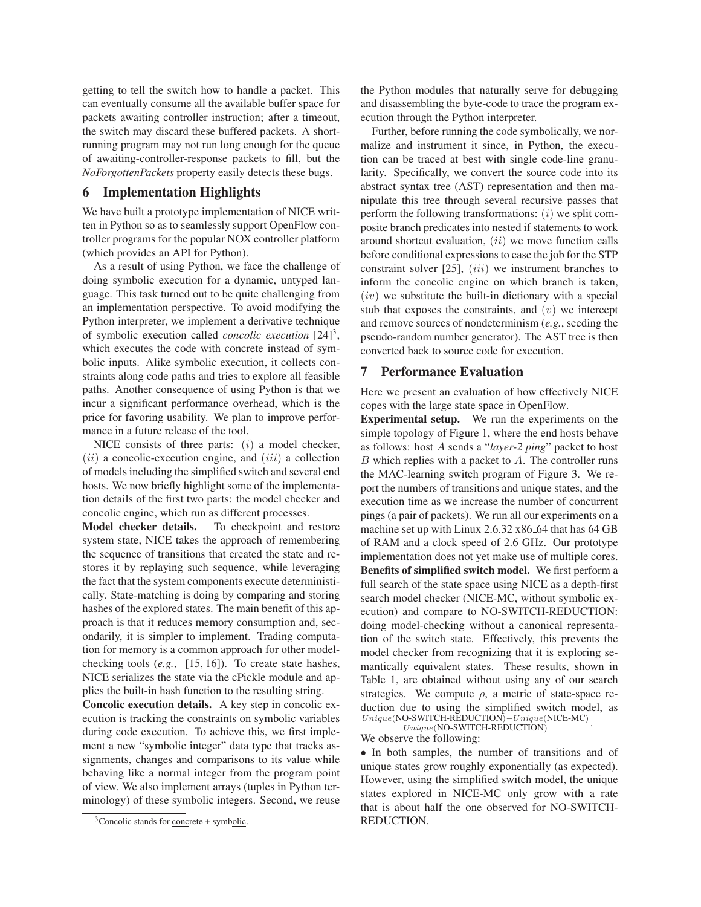getting to tell the switch how to handle a packet. This can eventually consume all the available buffer space for packets awaiting controller instruction; after a timeout, the switch may discard these buffered packets. A short-running program may not run long enough for the queue of awaiting-controller-response packets to fill, but the *NoForgottenPackets* property easily detects these bugs.

## 6 Implementation Highlights

We have built a prototype implementation of NICE written in Python so as to seamlessly support OpenFlow controller programs for the popular NOX controller platform (which provides an API for Python).

As a result of using Python, we face the challenge of doing symbolic execution for a dynamic, untyped language. This task turned out to be quite challenging from an implementation perspective. To avoid modifying the Python interpreter, we implement a derivative technique of symbolic execution called *concolic execution* [24][3], which executes the code with concrete instead of symbolic inputs. Alike symbolic execution, it collects constraints along code paths and tries to explore all feasible paths. Another consequence of using Python is that we incur a significant performance overhead, which is the price for favoring usability. We plan to improve performance in a future release of the tool.

NICE consists of three parts: $(i)$ a model checker, $(ii)$ a concolic-execution engine, and $(iii)$ a collection of models including the simplified switch and several end hosts. We now briefly highlight some of the implementation details of the first two parts: the model checker and concolic engine, which run as different processes.

**Model checker details.** To checkpoint and restore system state, NICE takes the approach of remembering the sequence of transitions that created the state and restores it by replaying such sequence, while leveraging the fact that the system components execute deterministically. State-matching is doing by comparing and storing hashes of the explored states. The main benefit of this approach is that it reduces memory consumption and, secondarily, it is simpler to implement. Trading computation for memory is a common approach for other model-checking tools (*e.g.*, [15, 16]). To create state hashes, NICE serializes the state via the cPickle module and applies the built-in hash function to the resulting string.

**Concolic execution details.** A key step in concolic execution is tracking the constraints on symbolic variables during code execution. To achieve this, we first implement a new "symbolic integer" data type that tracks assignments, changes and comparisons to its value while behaving like a normal integer from the program point of view. We also implement arrays (tuples in Python terminology) of these symbolic integers. Second, we reuse the Python modules that naturally serve for debugging and disassembling the byte-code to trace the program execution through the Python interpreter.

Further, before running the code symbolically, we normalize and instrument it since, in Python, the execution can be traced at best with single code-line granularity. Specifically, we convert the source code into its abstract syntax tree (AST) representation and then manipulate this tree through several recursive passes that perform the following transformations: $(i)$ we split composite branch predicates into nested if statements to work around shortcut evaluation, $(ii)$ we move function calls before conditional expressions to ease the job for the STP constraint solver [25], $(iii)$ we instrument branches to inform the concolic engine on which branch is taken, $(iv)$ we substitute the built-in dictionary with a special stub that exposes the constraints, and $(v)$ we intercept and remove sources of nondeterminism (*e.g.*, seeding the pseudo-random number generator). The AST tree is then converted back to source code for execution.

## 7 Performance Evaluation

Here we present an evaluation of how effectively NICE copes with the large state space in OpenFlow.

**Experimental setup.** We run the experiments on the simple topology of Figure 1, where the end hosts behave as follows: host $A$ sends a "*layer-2 ping*" packet to host $B$ which replies with a packet to $A$. The controller runs the MAC-learning switch program of Figure 3. We report the numbers of transitions and unique states, and the execution time as we increase the number of concurrent pings (a pair of packets). We run all our experiments on a machine set up with Linux 2.6.32 x86_64 that has 64 GB of RAM and a clock speed of 2.6 GHz. Our prototype implementation does not yet make use of multiple cores.

**Benefits of simplified switch model.** We first perform a full search of the state space using NICE as a depth-first search model checker (NICE-MC, without symbolic execution) and compare to NO-SWITCH-REDUCTION: doing model-checking without a canonical representation of the switch state. Effectively, this prevents the model checker from recognizing that it is exploring semantically equivalent states. These results, shown in Table 1, are obtained without using any of our search strategies. We compute $\rho$, a metric of state-space reduction due to using the simplified switch model, as $\frac{Unique(\text{NO-SWITCH-REDUCTION}) - Unique(\text{NICE-MC})}{Unique(\text{NO-SWITCH-REDUCTION})}$.

We observe the following:

- In both samples, the number of transitions and of unique states grow roughly exponentially (as expected). However, using the simplified switch model, the unique states explored in NICE-MC only grow with a rate that is about half the one observed for NO-SWITCH-REDUCTION.

[3] Concolic stands for concrete + symbolic.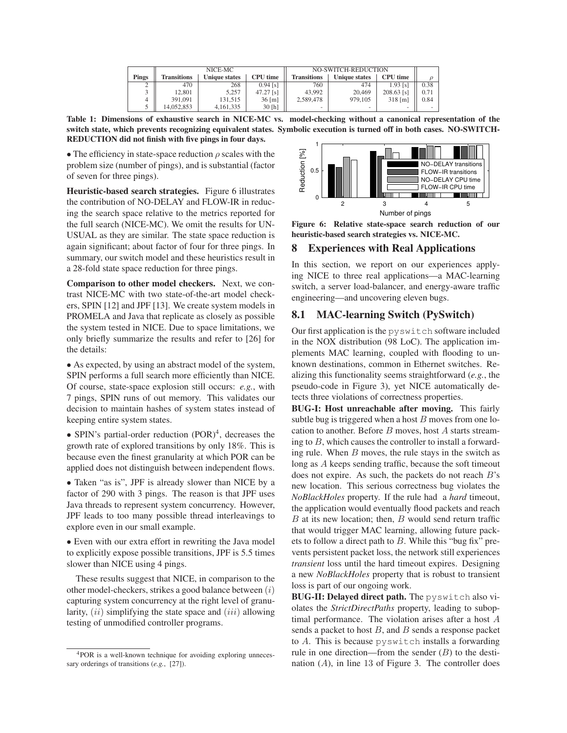| Pings | NICE-MC Transitions | NICE-MC Unique states | NICE-MC CPU time | NO-SWITCH-REDUCTION Transitions | NO-SWITCH-REDUCTION Unique states | NO-SWITCH-REDUCTION CPU time | $\rho$ |
|---|---|---|---|---|---|---|---|
| 2 | 470 | 268 | 0.94 [s] | 760 | 474 | 1.93 [s] | 0.38 |
| 3 | 12,801 | 5,257 | 47.27 [s] | 43,992 | 20,469 | 208.63 [s] | 0.71 |
| 4 | 391,091 | 131,515 | 36 [m] | 2,589,478 | 979,105 | 318 [m] | 0.84 |
| 5 | 14,052,853 | 4,161,335 | 30 [h] | - | - | - | - |

**Table 1: Dimensions of exhaustive search in NICE-MC vs. model-checking without a canonical representation of the switch state, which prevents recognizing equivalent states. Symbolic execution is turned off in both cases. NO-SWITCH-REDUCTION did not finish with five pings in four days.**

• The efficiency in state-space reduction $\rho$ scales with the problem size (number of pings), and is substantial (factor of seven for three pings).

**Heuristic-based search strategies.** Figure 6 illustrates the contribution of NO-DELAY and FLOW-IR in reducing the search space relative to the metrics reported for the full search (NICE-MC). We omit the results for UNUSUAL as they are similar. The state space reduction is again significant; about factor of four for three pings. In summary, our switch model and these heuristics result in a 28-fold state space reduction for three pings.

**Comparison to other model checkers.** Next, we contrast NICE-MC with two state-of-the-art model checkers, SPIN [12] and JPF [13]. We create system models in PROMELA and Java that replicate as closely as possible the system tested in NICE. Due to space limitations, we only briefly summarize the results and refer to [26] for the details:

• As expected, by using an abstract model of the system, SPIN performs a full search more efficiently than NICE. Of course, state-space explosion still occurs: *e.g.*, with 7 pings, SPIN runs of out memory. This validates our decision to maintain hashes of system states instead of keeping entire system states.

• SPIN's partial-order reduction (POR)[4], decreases the growth rate of explored transitions by only 18%. This is because even the finest granularity at which POR can be applied does not distinguish between independent flows.

• Taken "as is", JPF is already slower than NICE by a factor of 290 with 3 pings. The reason is that JPF uses Java threads to represent system concurrency. However, JPF leads to too many possible thread interleavings to explore even in our small example.

• Even with our extra effort in rewriting the Java model to explicitly expose possible transitions, JPF is 5.5 times slower than NICE using 4 pings.

These results suggest that NICE, in comparison to the other model-checkers, strikes a good balance between $(i)$ capturing system concurrency at the right level of granularity, $(ii)$ simplifying the state space and $(iii)$ allowing testing of unmodified controller programs.

[4] POR is a well-known technique for avoiding exploring unnecessary orderings of transitions (*e.g.*, [27]).

**Figure 6: Relative state-space search reduction of our heuristic-based search strategies vs. NICE-MC.**

## 8 Experiences with Real Applications

In this section, we report on our experiences applying NICE to three real applications—a MAC-learning switch, a server load-balancer, and energy-aware traffic engineering—and uncovering eleven bugs.

## 8.1 MAC-learning Switch (PySwitch)

Our first application is the `pyswitch` software included in the NOX distribution (98 LoC). The application implements MAC learning, coupled with flooding to unknown destinations, common in Ethernet switches. Realizing this functionality seems straightforward (*e.g.*, the pseudo-code in Figure 3), yet NICE automatically detects three violations of correctness properties.

**BUG-I: Host unreachable after moving.** This fairly subtle bug is triggered when a host $B$ moves from one location to another. Before $B$ moves, host $A$ starts streaming to $B$, which causes the controller to install a forwarding rule. When $B$ moves, the rule stays in the switch as long as $A$ keeps sending traffic, because the soft timeout does not expire. As such, the packets do not reach $B$'s new location. This serious correctness bug violates the *NoBlackHoles* property. If the rule had a *hard* timeout, the application would eventually flood packets and reach $B$ at its new location; then, $B$ would send return traffic that would trigger MAC learning, allowing future packets to follow a direct path to $B$. While this "bug fix" prevents persistent packet loss, the network still experiences *transient* loss until the hard timeout expires. Designing a new *NoBlackHoles* property that is robust to transient loss is part of our ongoing work.

**BUG-II: Delayed direct path.** The `pyswitch` also violates the *StrictDirectPaths* property, leading to suboptimal performance. The violation arises after a host $A$ sends a packet to host $B$, and $B$ sends a response packet to $A$. This is because `pyswitch` installs a forwarding rule in one direction—from the sender ($B$) to the destination ($A$), in line 13 of Figure 3. The controller does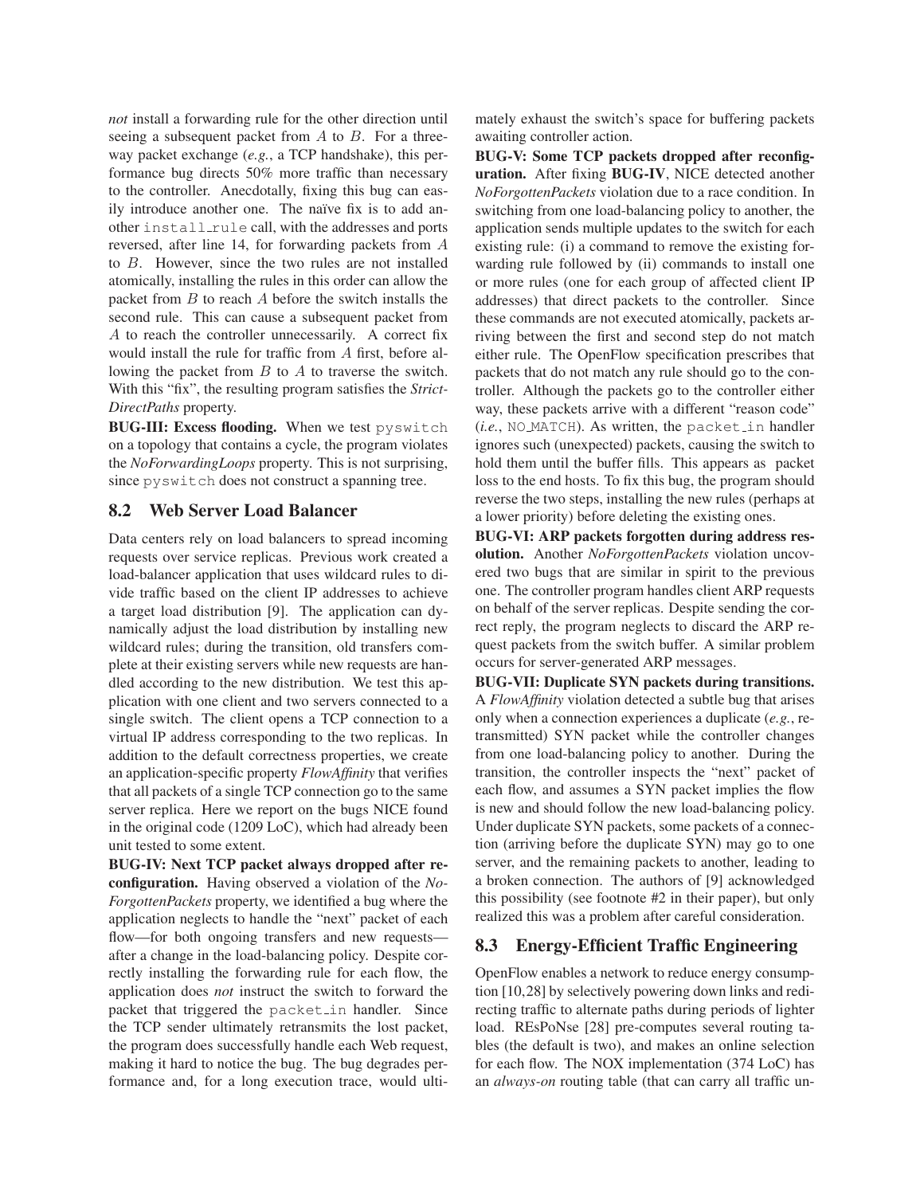*not* install a forwarding rule for the other direction until seeing a subsequent packet from $A$ to $B$. For a three-way packet exchange (*e.g.*, a TCP handshake), this performance bug directs 50% more traffic than necessary to the controller. Anecdotally, fixing this bug can easily introduce another one. The naïve fix is to add another `install_rule` call, with the addresses and ports reversed, after line 14, for forwarding packets from $A$ to $B$. However, since the two rules are not installed atomically, installing the rules in this order can allow the packet from $B$ to reach $A$ before the switch installs the second rule. This can cause a subsequent packet from $A$ to reach the controller unnecessarily. A correct fix would install the rule for traffic from $A$ first, before allowing the packet from $B$ to $A$ to traverse the switch. With this "fix", the resulting program satisfies the *StrictDirectPaths* property.

**BUG-III: Excess flooding.** When we test `pyswitch` on a topology that contains a cycle, the program violates the *NoForwardingLoops* property. This is not surprising, since `pyswitch` does not construct a spanning tree.

## 8.2 Web Server Load Balancer

Data centers rely on load balancers to spread incoming requests over service replicas. Previous work created a load-balancer application that uses wildcard rules to divide traffic based on the client IP addresses to achieve a target load distribution [9]. The application can dynamically adjust the load distribution by installing new wildcard rules; during the transition, old transfers complete at their existing servers while new requests are handled according to the new distribution. We test this application with one client and two servers connected to a single switch. The client opens a TCP connection to a virtual IP address corresponding to the two replicas. In addition to the default correctness properties, we create an application-specific property *FlowAffinity* that verifies that all packets of a single TCP connection go to the same server replica. Here we report on the bugs NICE found in the original code (1209 LoC), which had already been unit tested to some extent.

**BUG-IV: Next TCP packet always dropped after reconfiguration.** Having observed a violation of the *NoForgottenPackets* property, we identified a bug where the application neglects to handle the "next" packet of each flow—for both ongoing transfers and new requests—after a change in the load-balancing policy. Despite correctly installing the forwarding rule for each flow, the application does *not* instruct the switch to forward the packet that triggered the `packet_in` handler. Since the TCP sender ultimately retransmits the lost packet, the program does successfully handle each Web request, making it hard to notice the bug. The bug degrades performance and, for a long execution trace, would ultimately exhaust the switch's space for buffering packets awaiting controller action.

**BUG-V: Some TCP packets dropped after reconfiguration.** After fixing **BUG-IV**, NICE detected another *NoForgottenPackets* violation due to a race condition. In switching from one load-balancing policy to another, the application sends multiple updates to the switch for each existing rule: (i) a command to remove the existing forwarding rule followed by (ii) commands to install one or more rules (one for each group of affected client IP addresses) that direct packets to the controller. Since these commands are not executed atomically, packets arriving between the first and second step do not match either rule. The OpenFlow specification prescribes that packets that do not match any rule should go to the controller. Although the packets go to the controller either way, these packets arrive with a different "reason code" (*i.e.*, `NO_MATCH`). As written, the `packet_in` handler ignores such (unexpected) packets, causing the switch to hold them until the buffer fills. This appears as packet loss to the end hosts. To fix this bug, the program should reverse the two steps, installing the new rules (perhaps at a lower priority) before deleting the existing ones.

**BUG-VI: ARP packets forgotten during address resolution.** Another *NoForgottenPackets* violation uncovered two bugs that are similar in spirit to the previous one. The controller program handles client ARP requests on behalf of the server replicas. Despite sending the correct reply, the program neglects to discard the ARP request packets from the switch buffer. A similar problem occurs for server-generated ARP messages.

**BUG-VII: Duplicate SYN packets during transitions.** A *FlowAffinity* violation detected a subtle bug that arises only when a connection experiences a duplicate (*e.g.*, retransmitted) SYN packet while the controller changes from one load-balancing policy to another. During the transition, the controller inspects the "next" packet of each flow, and assumes a SYN packet implies the flow is new and should follow the new load-balancing policy. Under duplicate SYN packets, some packets of a connection (arriving before the duplicate SYN) may go to one server, and the remaining packets to another, leading to a broken connection. The authors of [9] acknowledged this possibility (see footnote #2 in their paper), but only realized this was a problem after careful consideration.

## 8.3 Energy-Efficient Traffic Engineering

OpenFlow enables a network to reduce energy consumption [10,28] by selectively powering down links and redirecting traffic to alternate paths during periods of lighter load. REsPoNse [28] pre-computes several routing tables (the default is two), and makes an online selection for each flow. The NOX implementation (374 LoC) has an *always-on* routing table (that can carry all traffic un-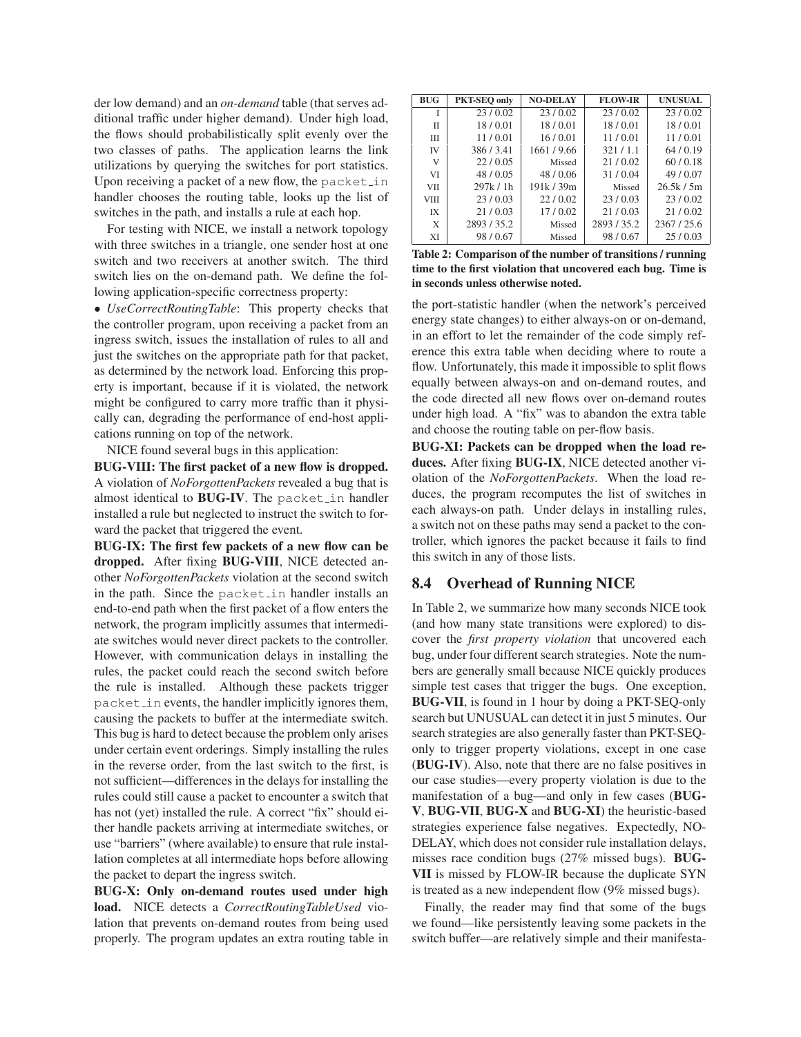der low demand) and an *on-demand* table (that serves additional traffic under higher demand). Under high load, the flows should probabilistically split evenly over the two classes of paths. The application learns the link utilizations by querying the switches for port statistics. Upon receiving a packet of a new flow, the packet_in handler chooses the routing table, looks up the list of switches in the path, and installs a rule at each hop.

For testing with NICE, we install a network topology with three switches in a triangle, one sender host at one switch and two receivers at another switch. The third switch lies on the on-demand path. We define the following application-specific correctness property:

• *UseCorrectRoutingTable*: This property checks that the controller program, upon receiving a packet from an ingress switch, issues the installation of rules to all and just the switches on the appropriate path for that packet, as determined by the network load. Enforcing this property is important, because if it is violated, the network might be configured to carry more traffic than it physically can, degrading the performance of end-host applications running on top of the network.

NICE found several bugs in this application:

**BUG-VIII: The first packet of a new flow is dropped.** A violation of *NoForgottenPackets* revealed a bug that is almost identical to **BUG-IV**. The packet_in handler installed a rule but neglected to instruct the switch to forward the packet that triggered the event.

**BUG-IX: The first few packets of a new flow can be dropped.** After fixing **BUG-VIII**, NICE detected another *NoForgottenPackets* violation at the second switch in the path. Since the packet_in handler installs an end-to-end path when the first packet of a flow enters the network, the program implicitly assumes that intermediate switches would never direct packets to the controller. However, with communication delays in installing the rules, the packet could reach the second switch before the rule is installed. Although these packets trigger packet_in events, the handler implicitly ignores them, causing the packets to buffer at the intermediate switch. This bug is hard to detect because the problem only arises under certain event orderings. Simply installing the rules in the reverse order, from the last switch to the first, is not sufficient—differences in the delays for installing the rules could still cause a packet to encounter a switch that has not (yet) installed the rule. A correct "fix" should either handle packets arriving at intermediate switches, or use "barriers" (where available) to ensure that rule installation completes at all intermediate hops before allowing the packet to depart the ingress switch.

**BUG-X: Only on-demand routes used under high load.** NICE detects a *CorrectRoutingTableUsed* violation that prevents on-demand routes from being used properly. The program updates an extra routing table in the port-statistic handler (when the network's perceived energy state changes) to either always-on or on-demand, in an effort to let the remainder of the code simply reference this extra table when deciding where to route a flow. Unfortunately, this made it impossible to split flows equally between always-on and on-demand routes, and the code directed all new flows over on-demand routes under high load. A "fix" was to abandon the extra table and choose the routing table on per-flow basis.

| BUG | PKT-SEQ only | NO-DELAY | FLOW-IR | UNUSUAL |
|---|---|---|---|---|
| I | 23 / 0.02 | 23 / 0.02 | 23 / 0.02 | 23 / 0.02 |
| II | 18 / 0.01 | 18 / 0.01 | 18 / 0.01 | 18 / 0.01 |
| III | 11 / 0.01 | 16 / 0.01 | 11 / 0.01 | 11 / 0.01 |
| IV | 386 / 3.41 | 1661 / 9.66 | 321 / 1.1 | 64 / 0.19 |
| V | 22 / 0.05 | Missed | 21 / 0.02 | 60 / 0.18 |
| VI | 48 / 0.05 | 48 / 0.06 | 31 / 0.04 | 49 / 0.07 |
| VII | 297k / 1h | 191k / 39m | Missed | 26.5k / 5m |
| VIII | 23 / 0.03 | 22 / 0.02 | 23 / 0.03 | 23 / 0.02 |
| IX | 21 / 0.03 | 17 / 0.02 | 21 / 0.03 | 21 / 0.02 |
| X | 2893 / 35.2 | Missed | 2893 / 35.2 | 2367 / 25.6 |
| XI | 98 / 0.67 | Missed | 98 / 0.67 | 25 / 0.03 |

**Table 2: Comparison of the number of transitions / running time to the first violation that uncovered each bug. Time is in seconds unless otherwise noted.**

**BUG-XI: Packets can be dropped when the load reduces.** After fixing **BUG-IX**, NICE detected another violation of the *NoForgottenPackets*. When the load reduces, the program recomputes the list of switches in each always-on path. Under delays in installing rules, a switch not on these paths may send a packet to the controller, which ignores the packet because it fails to find this switch in any of those lists.

## 8.4 Overhead of Running NICE

In Table 2, we summarize how many seconds NICE took (and how many state transitions were explored) to discover the *first property violation* that uncovered each bug, under four different search strategies. Note the numbers are generally small because NICE quickly produces simple test cases that trigger the bugs. One exception, **BUG-VII**, is found in 1 hour by doing a PKT-SEQ-only search but UNUSUAL can detect it in just 5 minutes. Our search strategies are also generally faster than PKT-SEQ-only to trigger property violations, except in one case (**BUG-IV**). Also, note that there are no false positives in our case studies—every property violation is due to the manifestation of a bug—and only in few cases (**BUG-V**, **BUG-VII**, **BUG-X** and **BUG-XI**) the heuristic-based strategies experience false negatives. Expectedly, NO-DELAY, which does not consider rule installation delays, misses race condition bugs (27% missed bugs). **BUG-VII** is missed by FLOW-IR because the duplicate SYN is treated as a new independent flow (9% missed bugs).

Finally, the reader may find that some of the bugs we found—like persistently leaving some packets in the switch buffer—are relatively simple and their manifesta-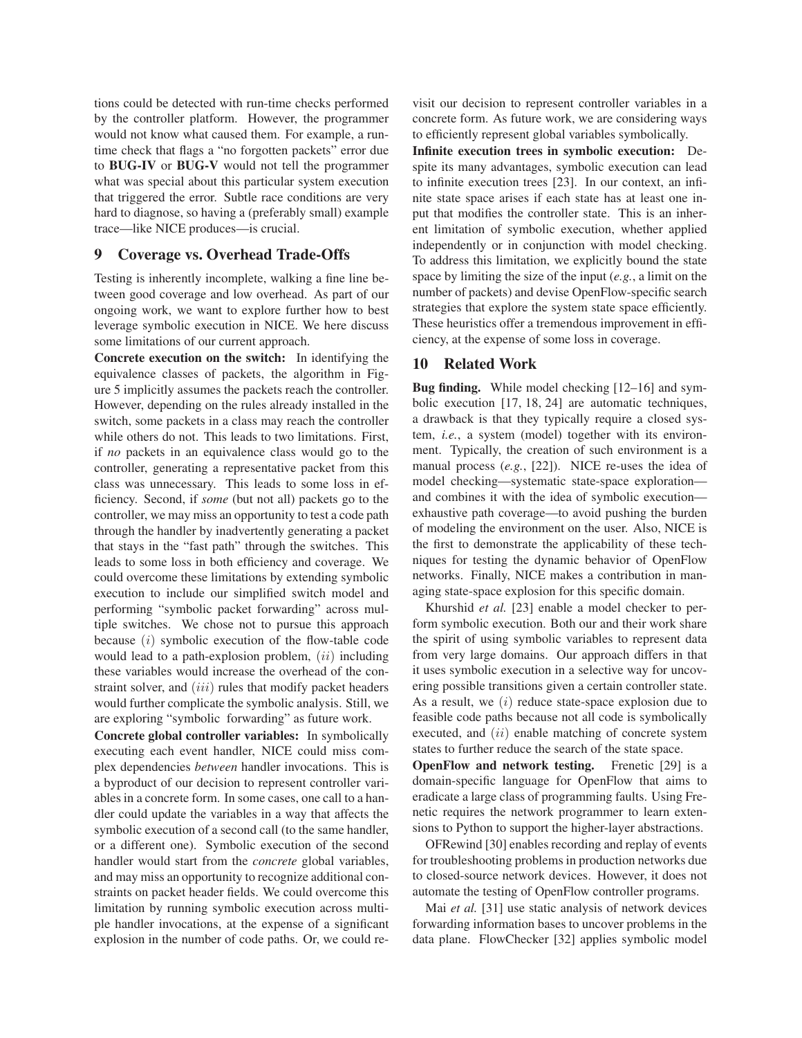tions could be detected with run-time checks performed by the controller platform. However, the programmer would not know what caused them. For example, a run-time check that flags a "no forgotten packets" error due to **BUG-IV** or **BUG-V** would not tell the programmer what was special about this particular system execution that triggered the error. Subtle race conditions are very hard to diagnose, so having a (preferably small) example trace—like NICE produces—is crucial.

## 9 Coverage vs. Overhead Trade-Offs

Testing is inherently incomplete, walking a fine line between good coverage and low overhead. As part of our ongoing work, we want to explore further how to best leverage symbolic execution in NICE. We here discuss some limitations of our current approach.

**Concrete execution on the switch:** In identifying the equivalence classes of packets, the algorithm in Figure 5 implicitly assumes the packets reach the controller. However, depending on the rules already installed in the switch, some packets in a class may reach the controller while others do not. This leads to two limitations. First, if *no* packets in an equivalence class would go to the controller, generating a representative packet from this class was unnecessary. This leads to some loss in efficiency. Second, if *some* (but not all) packets go to the controller, we may miss an opportunity to test a code path through the handler by inadvertently generating a packet that stays in the "fast path" through the switches. This leads to some loss in both efficiency and coverage. We could overcome these limitations by extending symbolic execution to include our simplified switch model and performing "symbolic packet forwarding" across multiple switches. We chose not to pursue this approach because $(i)$ symbolic execution of the flow-table code would lead to a path-explosion problem, $(ii)$ including these variables would increase the overhead of the constraint solver, and $(iii)$ rules that modify packet headers would further complicate the symbolic analysis. Still, we are exploring "symbolic forwarding" as future work.

**Concrete global controller variables:** In symbolically executing each event handler, NICE could miss complex dependencies *between* handler invocations. This is a byproduct of our decision to represent controller variables in a concrete form. In some cases, one call to a handler could update the variables in a way that affects the symbolic execution of a second call (to the same handler, or a different one). Symbolic execution of the second handler would start from the *concrete* global variables, and may miss an opportunity to recognize additional constraints on packet header fields. We could overcome this limitation by running symbolic execution across multiple handler invocations, at the expense of a significant explosion in the number of code paths. Or, we could revisit our decision to represent controller variables in a concrete form. As future work, we are considering ways to efficiently represent global variables symbolically.

**Infinite execution trees in symbolic execution:** Despite its many advantages, symbolic execution can lead to infinite execution trees [23]. In our context, an infinite state space arises if each state has at least one input that modifies the controller state. This is an inherent limitation of symbolic execution, whether applied independently or in conjunction with model checking. To address this limitation, we explicitly bound the state space by limiting the size of the input (*e.g.*, a limit on the number of packets) and devise OpenFlow-specific search strategies that explore the system state space efficiently. These heuristics offer a tremendous improvement in efficiency, at the expense of some loss in coverage.

## 10 Related Work

**Bug finding.** While model checking [12–16] and symbolic execution [17, 18, 24] are automatic techniques, a drawback is that they typically require a closed system, *i.e.*, a system (model) together with its environment. Typically, the creation of such environment is a manual process (*e.g.*, [22]). NICE re-uses the idea of model checking—systematic state-space exploration—and combines it with the idea of symbolic execution—exhaustive path coverage—to avoid pushing the burden of modeling the environment on the user. Also, NICE is the first to demonstrate the applicability of these techniques for testing the dynamic behavior of OpenFlow networks. Finally, NICE makes a contribution in managing state-space explosion for this specific domain.

Khurshid *et al.* [23] enable a model checker to perform symbolic execution. Both our and their work share the spirit of using symbolic variables to represent data from very large domains. Our approach differs in that it uses symbolic execution in a selective way for uncovering possible transitions given a certain controller state. As a result, we $(i)$ reduce state-space explosion due to feasible code paths because not all code is symbolically executed, and $(ii)$ enable matching of concrete system states to further reduce the search of the state space.

**OpenFlow and network testing.** Frenetic [29] is a domain-specific language for OpenFlow that aims to eradicate a large class of programming faults. Using Frenetic requires the network programmer to learn extensions to Python to support the higher-layer abstractions.

OFRewind [30] enables recording and replay of events for troubleshooting problems in production networks due to closed-source network devices. However, it does not automate the testing of OpenFlow controller programs.

Mai *et al.* [31] use static analysis of network devices forwarding information bases to uncover problems in the data plane. FlowChecker [32] applies symbolic model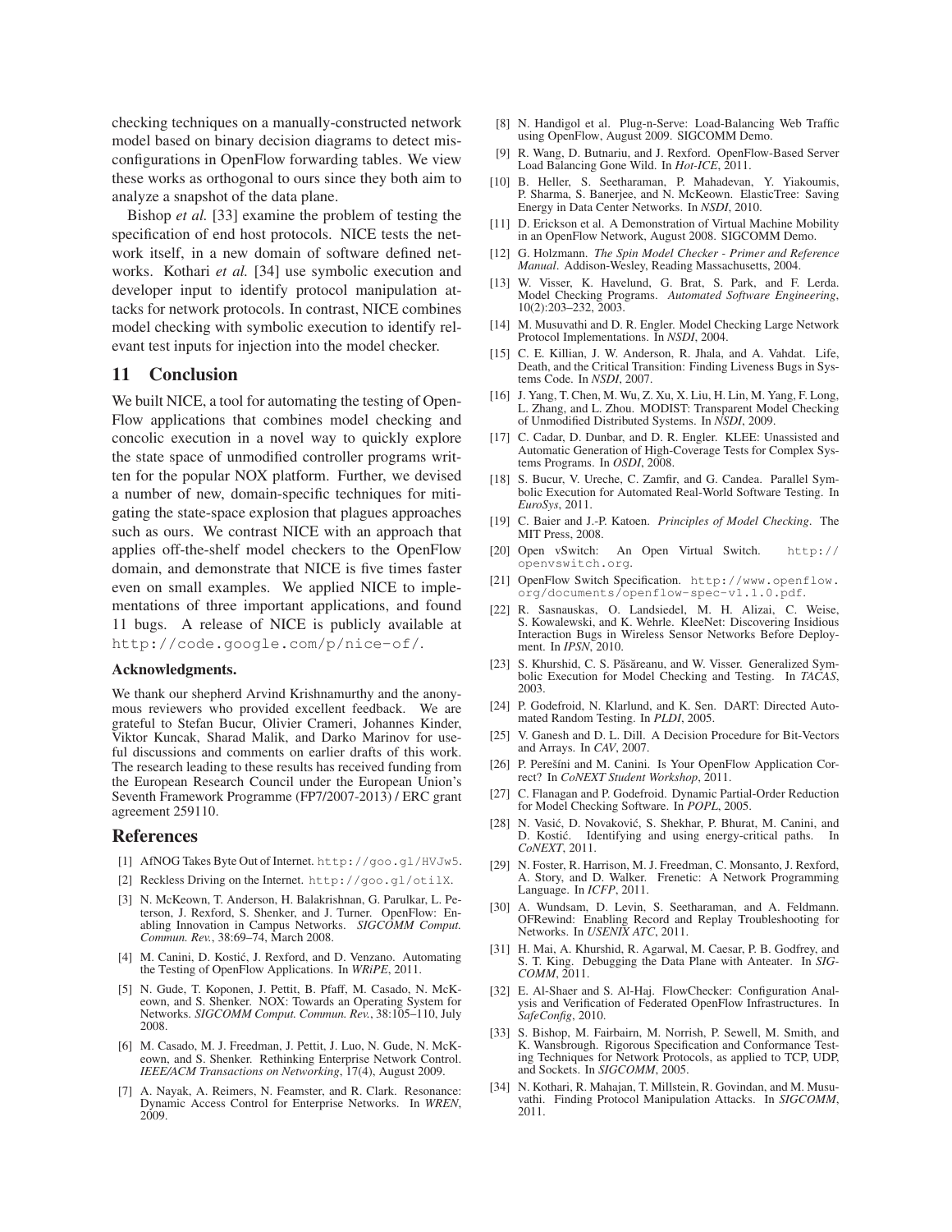checking techniques on a manually-constructed network model based on binary decision diagrams to detect misconfigurations in OpenFlow forwarding tables. We view these works as orthogonal to ours since they both aim to analyze a snapshot of the data plane.

Bishop *et al.* [33] examine the problem of testing the specification of end host protocols. NICE tests the network itself, in a new domain of software defined networks. Kothari *et al.* [34] use symbolic execution and developer input to identify protocol manipulation attacks for network protocols. In contrast, NICE combines model checking with symbolic execution to identify relevant test inputs for injection into the model checker.

## 11 Conclusion

We built NICE, a tool for automating the testing of OpenFlow applications that combines model checking and concolic execution in a novel way to quickly explore the state space of unmodified controller programs written for the popular NOX platform. Further, we devised a number of new, domain-specific techniques for mitigating the state-space explosion that plagues approaches such as ours. We contrast NICE with an approach that applies off-the-shelf model checkers to the OpenFlow domain, and demonstrate that NICE is five times faster even on small examples. We applied NICE to implementations of three important applications, and found 11 bugs. A release of NICE is publicly available at `http://code.google.com/p/nice-of/`.

### Acknowledgments.

We thank our shepherd Arvind Krishnamurthy and the anonymous reviewers who provided excellent feedback. We are grateful to Stefan Bucur, Olivier Crameri, Johannes Kinder, Viktor Kuncak, Sharad Malik, and Darko Marinov for useful discussions and comments on earlier drafts of this work. The research leading to these results has received funding from the European Research Council under the European Union's Seventh Framework Programme (FP7/2007-2013) / ERC grant agreement 259110.

## References

[1] AfNOG Takes Byte Out of Internet. `http://goo.gl/HVJw5`.

[2] Reckless Driving on the Internet. `http://goo.gl/otilX`.

[3] N. McKeown, T. Anderson, H. Balakrishnan, G. Parulkar, L. Peterson, J. Rexford, S. Shenker, and J. Turner. OpenFlow: Enabling Innovation in Campus Networks. *SIGCOMM Comput. Commun. Rev.*, 38:69–74, March 2008.

[4] M. Canini, D. Kostić, J. Rexford, and D. Venzano. Automating the Testing of OpenFlow Applications. In *WRiPE*, 2011.

[5] N. Gude, T. Koponen, J. Pettit, B. Pfaff, M. Casado, N. McKeown, and S. Shenker. NOX: Towards an Operating System for Networks. *SIGCOMM Comput. Commun. Rev.*, 38:105–110, July 2008.

[6] M. Casado, M. J. Freedman, J. Pettit, J. Luo, N. Gude, N. McKeown, and S. Shenker. Rethinking Enterprise Network Control. *IEEE/ACM Transactions on Networking*, 17(4), August 2009.

[7] A. Nayak, A. Reimers, N. Feamster, and R. Clark. Resonance: Dynamic Access Control for Enterprise Networks. In *WREN*, 2009.

[8] N. Handigol et al. Plug-n-Serve: Load-Balancing Web Traffic using OpenFlow, August 2009. SIGCOMM Demo.

[9] R. Wang, D. Butnariu, and J. Rexford. OpenFlow-Based Server Load Balancing Gone Wild. In *Hot-ICE*, 2011.

[10] B. Heller, S. Seetharaman, P. Mahadevan, Y. Yiakoumis, P. Sharma, S. Banerjee, and N. McKeown. ElasticTree: Saving Energy in Data Center Networks. In *NSDI*, 2010.

[11] D. Erickson et al. A Demonstration of Virtual Machine Mobility in an OpenFlow Network, August 2008. SIGCOMM Demo.

[12] G. Holzmann. *The Spin Model Checker - Primer and Reference Manual*. Addison-Wesley, Reading Massachusetts, 2004.

[13] W. Visser, K. Havelund, G. Brat, S. Park, and F. Lerda. Model Checking Programs. *Automated Software Engineering*, 10(2):203–232, 2003.

[14] M. Musuvathi and D. R. Engler. Model Checking Large Network Protocol Implementations. In *NSDI*, 2004.

[15] C. E. Killian, J. W. Anderson, R. Jhala, and A. Vahdat. Life, Death, and the Critical Transition: Finding Liveness Bugs in Systems Code. In *NSDI*, 2007.

[16] J. Yang, T. Chen, M. Wu, Z. Xu, X. Liu, H. Lin, M. Yang, F. Long, L. Zhang, and L. Zhou. MODIST: Transparent Model Checking of Unmodified Distributed Systems. In *NSDI*, 2009.

[17] C. Cadar, D. Dunbar, and D. R. Engler. KLEE: Unassisted and Automatic Generation of High-Coverage Tests for Complex Systems Programs. In *OSDI*, 2008.

[18] S. Bucur, V. Ureche, C. Zamfir, and G. Candea. Parallel Symbolic Execution for Automated Real-World Software Testing. In *EuroSys*, 2011.

[19] C. Baier and J.-P. Katoen. *Principles of Model Checking*. The MIT Press, 2008.

[20] Open vSwitch: An Open Virtual Switch. `http://openvswitch.org`.

[21] OpenFlow Switch Specification. `http://www.openflow.org/documents/openflow-spec-v1.1.0.pdf`.

[22] R. Sasnauskas, O. Landsiedel, M. H. Alizai, C. Weise, S. Kowalewski, and K. Wehrle. KleeNet: Discovering Insidious Interaction Bugs in Wireless Sensor Networks Before Deployment. In *IPSN*, 2010.

[23] S. Khurshid, C. S. Păsăreanu, and W. Visser. Generalized Symbolic Execution for Model Checking and Testing. In *TACAS*, 2003.

[24] P. Godefroid, N. Klarlund, and K. Sen. DART: Directed Automated Random Testing. In *PLDI*, 2005.

[25] V. Ganesh and D. L. Dill. A Decision Procedure for Bit-Vectors and Arrays. In *CAV*, 2007.

[26] P. Perešíni and M. Canini. Is Your OpenFlow Application Correct? In *CoNEXT Student Workshop*, 2011.

[27] C. Flanagan and P. Godefroid. Dynamic Partial-Order Reduction for Model Checking Software. In *POPL*, 2005.

[28] N. Vasić, D. Novaković, S. Shekhar, P. Bhurat, M. Canini, and D. Kostić. Identifying and using energy-critical paths. In *CoNEXT*, 2011.

[29] N. Foster, R. Harrison, M. J. Freedman, C. Monsanto, J. Rexford, A. Story, and D. Walker. Frenetic: A Network Programming Language. In *ICFP*, 2011.

[30] A. Wundsam, D. Levin, S. Seetharaman, and A. Feldmann. OFRewind: Enabling Record and Replay Troubleshooting for Networks. In *USENIX ATC*, 2011.

[31] H. Mai, A. Khurshid, R. Agarwal, M. Caesar, P. B. Godfrey, and S. T. King. Debugging the Data Plane with Anteater. In *SIGCOMM*, 2011.

[32] E. Al-Shaer and S. Al-Haj. FlowChecker: Configuration Analysis and Verification of Federated OpenFlow Infrastructures. In *SafeConfig*, 2010.

[33] S. Bishop, M. Fairbairn, M. Norrish, P. Sewell, M. Smith, and K. Wansbrough. Rigorous Specification and Conformance Testing Techniques for Network Protocols, as applied to TCP, UDP, and Sockets. In *SIGCOMM*, 2005.

[34] N. Kothari, R. Mahajan, T. Millstein, R. Govindan, and M. Musuvathi. Finding Protocol Manipulation Attacks. In *SIGCOMM*, 2011.